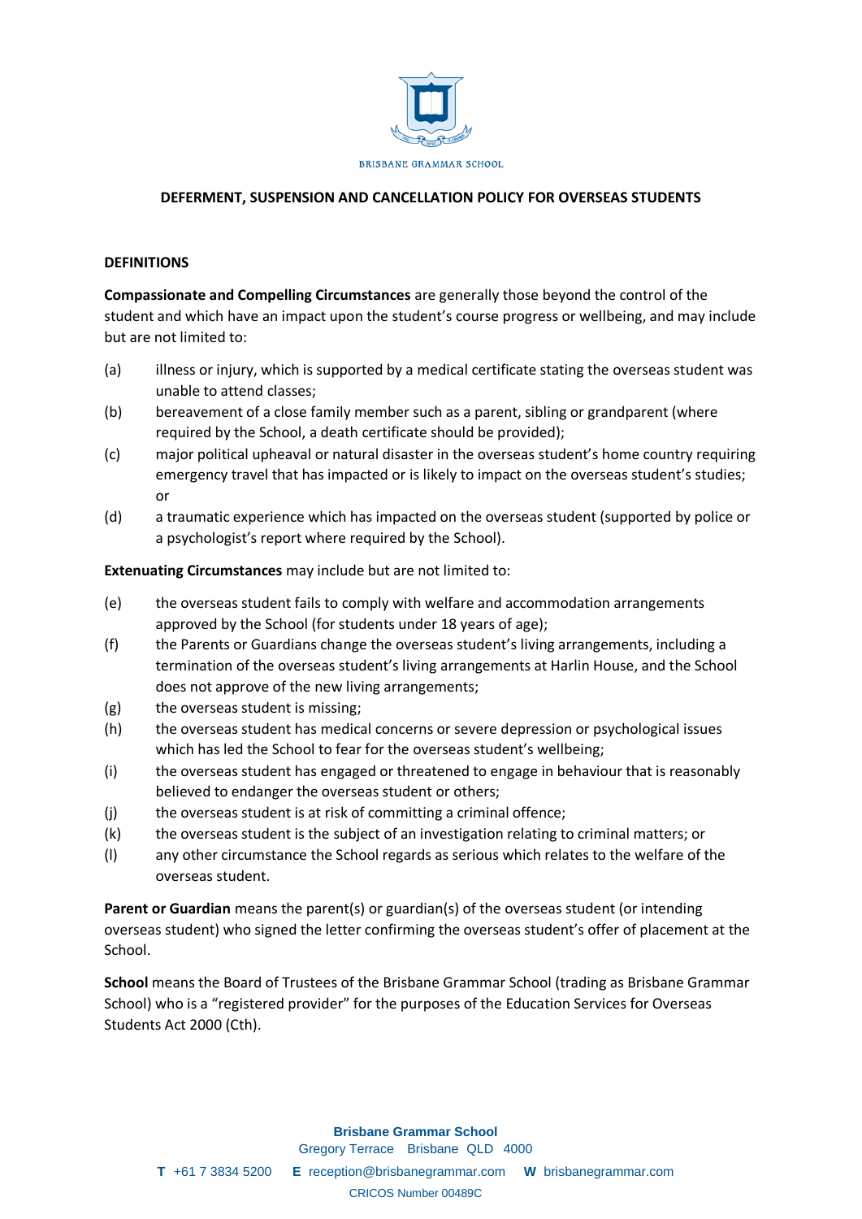BRISBANE GRAMMAR SCHOOL

# DEFERMENT, SUSPENSION AND CANCELLATION POLICY FOR OVERSEAS STUDENTS

## DEFINITIONS

**Compassionate and Compelling Circumstances** are generally those beyond the control of the student and which have an impact upon the student's course progress or wellbeing, and may include but are not limited to:

(a) illness or injury, which is supported by a medical certificate stating the overseas student was unable to attend classes;

(b) bereavement of a close family member such as a parent, sibling or grandparent (where required by the School, a death certificate should be provided);

(c) major political upheaval or natural disaster in the overseas student's home country requiring emergency travel that has impacted or is likely to impact on the overseas student's studies; or

(d) a traumatic experience which has impacted on the overseas student (supported by police or a psychologist's report where required by the School).

**Extenuating Circumstances** may include but are not limited to:

(e) the overseas student fails to comply with welfare and accommodation arrangements approved by the School (for students under 18 years of age);

(f) the Parents or Guardians change the overseas student's living arrangements, including a termination of the overseas student's living arrangements at Harlin House, and the School does not approve of the new living arrangements;

(g) the overseas student is missing;

(h) the overseas student has medical concerns or severe depression or psychological issues which has led the School to fear for the overseas student's wellbeing;

(i) the overseas student has engaged or threatened to engage in behaviour that is reasonably believed to endanger the overseas student or others;

(j) the overseas student is at risk of committing a criminal offence;

(k) the overseas student is the subject of an investigation relating to criminal matters; or

(l) any other circumstance the School regards as serious which relates to the welfare of the overseas student.

**Parent or Guardian** means the parent(s) or guardian(s) of the overseas student (or intending overseas student) who signed the letter confirming the overseas student's offer of placement at the School.

**School** means the Board of Trustees of the Brisbane Grammar School (trading as Brisbane Grammar School) who is a "registered provider" for the purposes of the Education Services for Overseas Students Act 2000 (Cth).

**Brisbane Grammar School**
Gregory Terrace Brisbane QLD 4000
**T** +61 7 3834 5200 **E** reception@brisbanegrammar.com **W** brisbanegrammar.com
CRICOS Number 00489C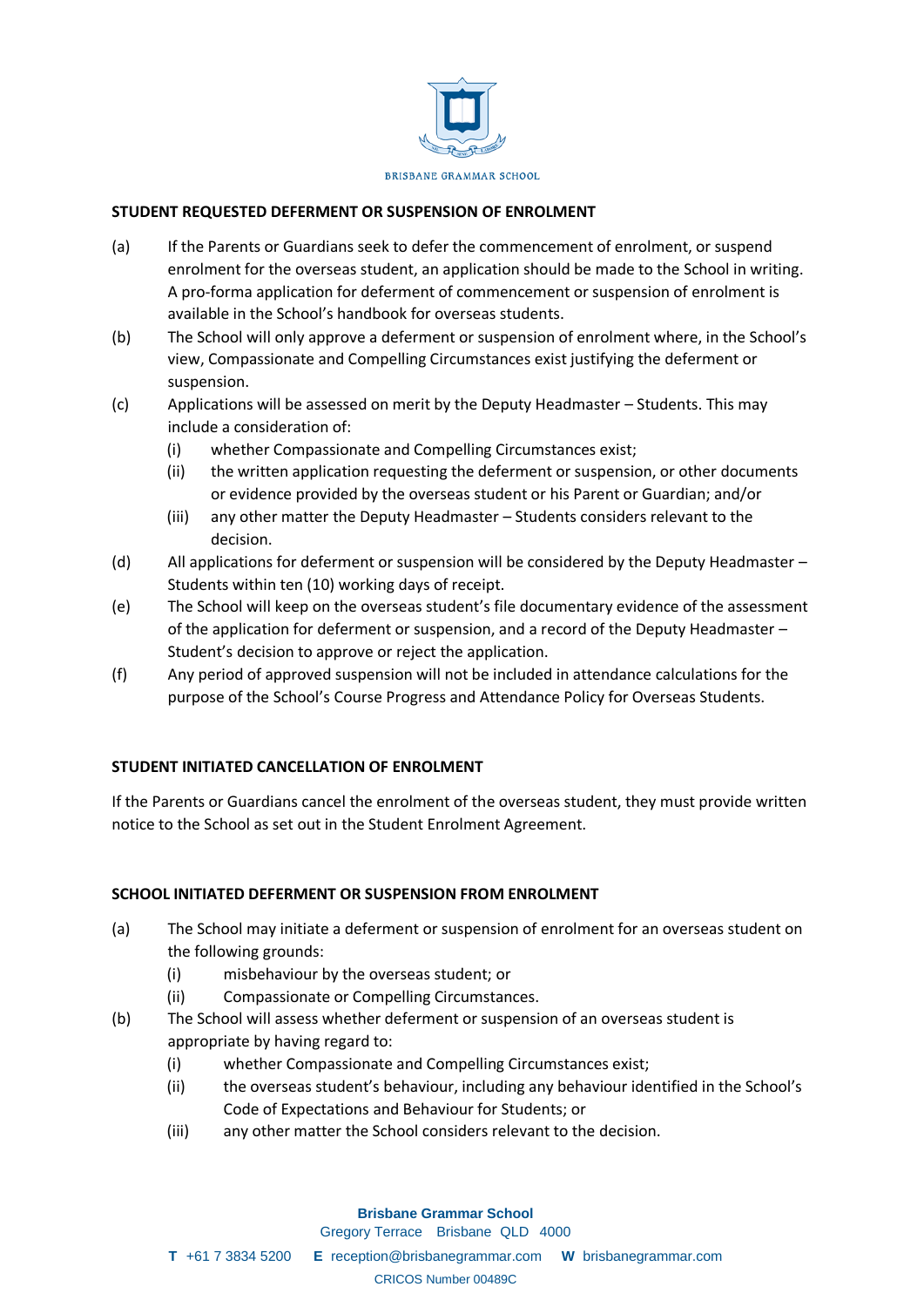## STUDENT REQUESTED DEFERMENT OR SUSPENSION OF ENROLMENT

(a) If the Parents or Guardians seek to defer the commencement of enrolment, or suspend enrolment for the overseas student, an application should be made to the School in writing. A pro-forma application for deferment of commencement or suspension of enrolment is available in the School's handbook for overseas students.

(b) The School will only approve a deferment or suspension of enrolment where, in the School's view, Compassionate and Compelling Circumstances exist justifying the deferment or suspension.

(c) Applications will be assessed on merit by the Deputy Headmaster – Students. This may include a consideration of:

  (i) whether Compassionate and Compelling Circumstances exist;

  (ii) the written application requesting the deferment or suspension, or other documents or evidence provided by the overseas student or his Parent or Guardian; and/or

  (iii) any other matter the Deputy Headmaster – Students considers relevant to the decision.

(d) All applications for deferment or suspension will be considered by the Deputy Headmaster – Students within ten (10) working days of receipt.

(e) The School will keep on the overseas student's file documentary evidence of the assessment of the application for deferment or suspension, and a record of the Deputy Headmaster – Student's decision to approve or reject the application.

(f) Any period of approved suspension will not be included in attendance calculations for the purpose of the School's Course Progress and Attendance Policy for Overseas Students.

## STUDENT INITIATED CANCELLATION OF ENROLMENT

If the Parents or Guardians cancel the enrolment of the overseas student, they must provide written notice to the School as set out in the Student Enrolment Agreement.

## SCHOOL INITIATED DEFERMENT OR SUSPENSION FROM ENROLMENT

(a) The School may initiate a deferment or suspension of enrolment for an overseas student on the following grounds:

  (i) misbehaviour by the overseas student; or

  (ii) Compassionate or Compelling Circumstances.

(b) The School will assess whether deferment or suspension of an overseas student is appropriate by having regard to:

  (i) whether Compassionate and Compelling Circumstances exist;

  (ii) the overseas student's behaviour, including any behaviour identified in the School's Code of Expectations and Behaviour for Students; or

  (iii) any other matter the School considers relevant to the decision.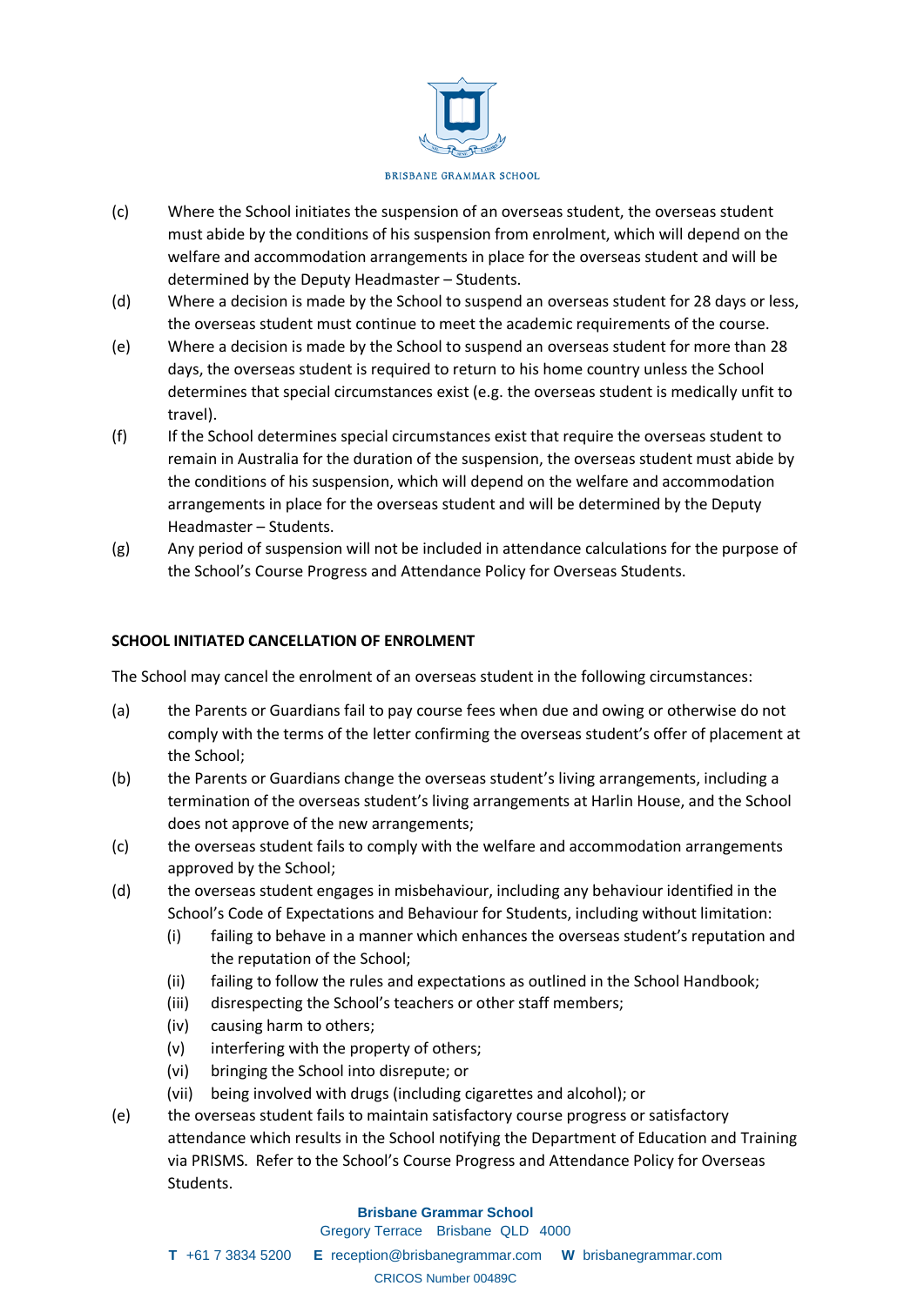(c) Where the School initiates the suspension of an overseas student, the overseas student must abide by the conditions of his suspension from enrolment, which will depend on the welfare and accommodation arrangements in place for the overseas student and will be determined by the Deputy Headmaster – Students.

(d) Where a decision is made by the School to suspend an overseas student for 28 days or less, the overseas student must continue to meet the academic requirements of the course.

(e) Where a decision is made by the School to suspend an overseas student for more than 28 days, the overseas student is required to return to his home country unless the School determines that special circumstances exist (e.g. the overseas student is medically unfit to travel).

(f) If the School determines special circumstances exist that require the overseas student to remain in Australia for the duration of the suspension, the overseas student must abide by the conditions of his suspension, which will depend on the welfare and accommodation arrangements in place for the overseas student and will be determined by the Deputy Headmaster – Students.

(g) Any period of suspension will not be included in attendance calculations for the purpose of the School's Course Progress and Attendance Policy for Overseas Students.

## SCHOOL INITIATED CANCELLATION OF ENROLMENT

The School may cancel the enrolment of an overseas student in the following circumstances:

(a) the Parents or Guardians fail to pay course fees when due and owing or otherwise do not comply with the terms of the letter confirming the overseas student's offer of placement at the School;

(b) the Parents or Guardians change the overseas student's living arrangements, including a termination of the overseas student's living arrangements at Harlin House, and the School does not approve of the new arrangements;

(c) the overseas student fails to comply with the welfare and accommodation arrangements approved by the School;

(d) the overseas student engages in misbehaviour, including any behaviour identified in the School's Code of Expectations and Behaviour for Students, including without limitation:
   - (i) failing to behave in a manner which enhances the overseas student's reputation and the reputation of the School;
   - (ii) failing to follow the rules and expectations as outlined in the School Handbook;
   - (iii) disrespecting the School's teachers or other staff members;
   - (iv) causing harm to others;
   - (v) interfering with the property of others;
   - (vi) bringing the School into disrepute; or
   - (vii) being involved with drugs (including cigarettes and alcohol); or

(e) the overseas student fails to maintain satisfactory course progress or satisfactory attendance which results in the School notifying the Department of Education and Training via PRISMS. Refer to the School's Course Progress and Attendance Policy for Overseas Students.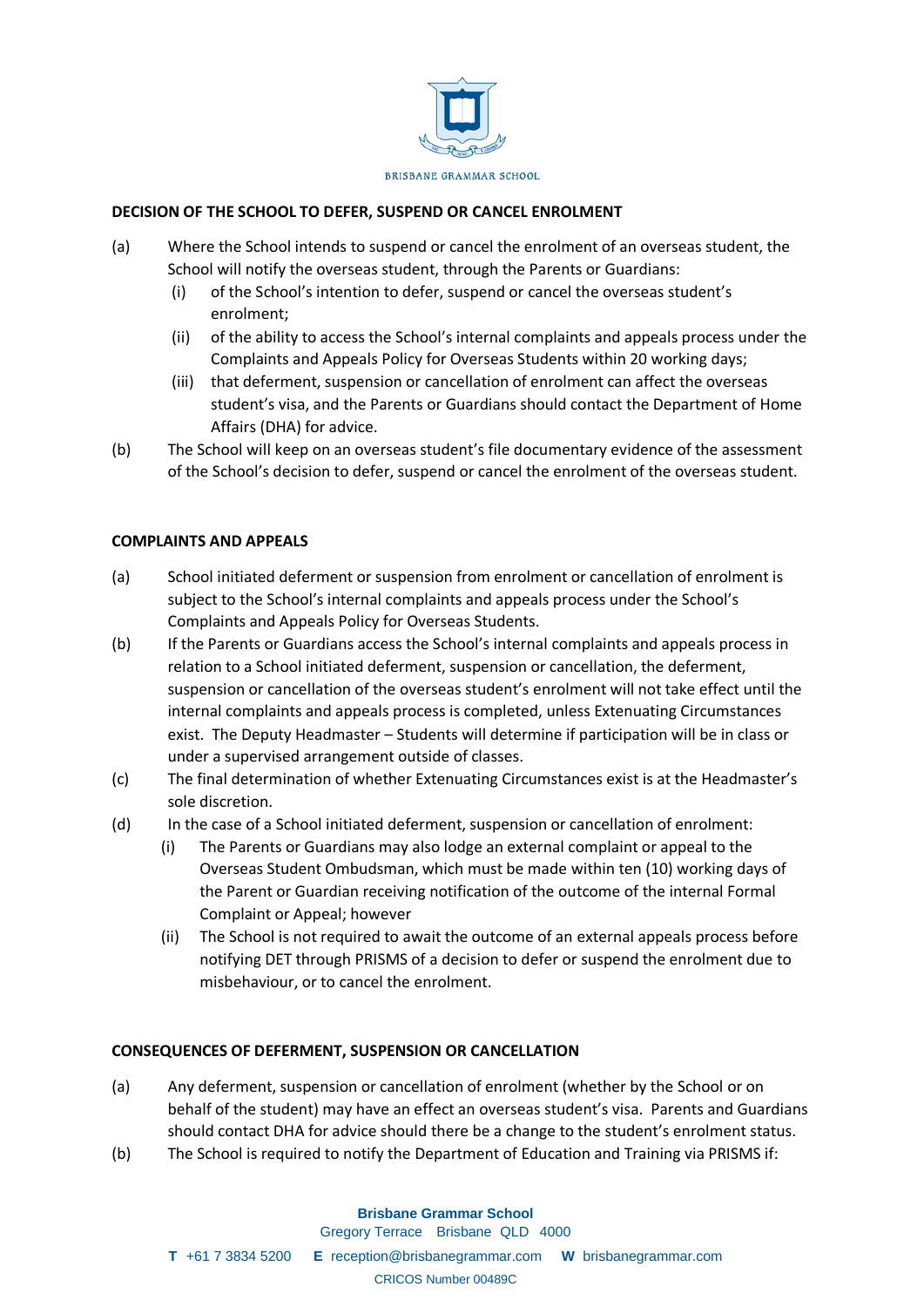## DECISION OF THE SCHOOL TO DEFER, SUSPEND OR CANCEL ENROLMENT

(a) Where the School intends to suspend or cancel the enrolment of an overseas student, the School will notify the overseas student, through the Parents or Guardians:

 (i) of the School's intention to defer, suspend or cancel the overseas student's enrolment;

 (ii) of the ability to access the School's internal complaints and appeals process under the Complaints and Appeals Policy for Overseas Students within 20 working days;

 (iii) that deferment, suspension or cancellation of enrolment can affect the overseas student's visa, and the Parents or Guardians should contact the Department of Home Affairs (DHA) for advice.

(b) The School will keep on an overseas student's file documentary evidence of the assessment of the School's decision to defer, suspend or cancel the enrolment of the overseas student.

## COMPLAINTS AND APPEALS

(a) School initiated deferment or suspension from enrolment or cancellation of enrolment is subject to the School's internal complaints and appeals process under the School's Complaints and Appeals Policy for Overseas Students.

(b) If the Parents or Guardians access the School's internal complaints and appeals process in relation to a School initiated deferment, suspension or cancellation, the deferment, suspension or cancellation of the overseas student's enrolment will not take effect until the internal complaints and appeals process is completed, unless Extenuating Circumstances exist. The Deputy Headmaster – Students will determine if participation will be in class or under a supervised arrangement outside of classes.

(c) The final determination of whether Extenuating Circumstances exist is at the Headmaster's sole discretion.

(d) In the case of a School initiated deferment, suspension or cancellation of enrolment:

 (i) The Parents or Guardians may also lodge an external complaint or appeal to the Overseas Student Ombudsman, which must be made within ten (10) working days of the Parent or Guardian receiving notification of the outcome of the internal Formal Complaint or Appeal; however

 (ii) The School is not required to await the outcome of an external appeals process before notifying DET through PRISMS of a decision to defer or suspend the enrolment due to misbehaviour, or to cancel the enrolment.

## CONSEQUENCES OF DEFERMENT, SUSPENSION OR CANCELLATION

(a) Any deferment, suspension or cancellation of enrolment (whether by the School or on behalf of the student) may have an effect an overseas student's visa. Parents and Guardians should contact DHA for advice should there be a change to the student's enrolment status.

(b) The School is required to notify the Department of Education and Training via PRISMS if: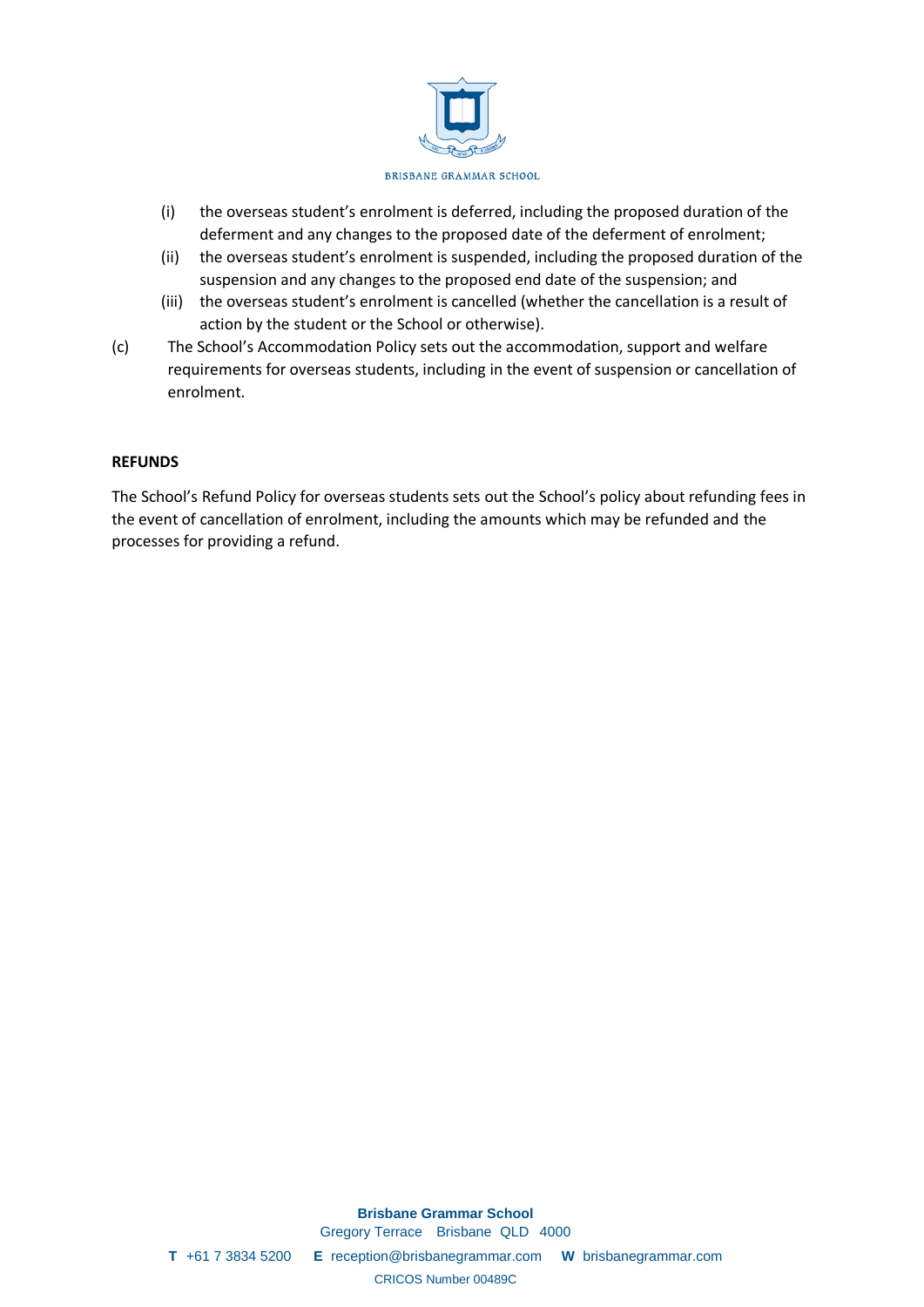(i) the overseas student's enrolment is deferred, including the proposed duration of the deferment and any changes to the proposed date of the deferment of enrolment;

(ii) the overseas student's enrolment is suspended, including the proposed duration of the suspension and any changes to the proposed end date of the suspension; and

(iii) the overseas student's enrolment is cancelled (whether the cancellation is a result of action by the student or the School or otherwise).

(c) The School's Accommodation Policy sets out the accommodation, support and welfare requirements for overseas students, including in the event of suspension or cancellation of enrolment.

**REFUNDS**

The School's Refund Policy for overseas students sets out the School's policy about refunding fees in the event of cancellation of enrolment, including the amounts which may be refunded and the processes for providing a refund.